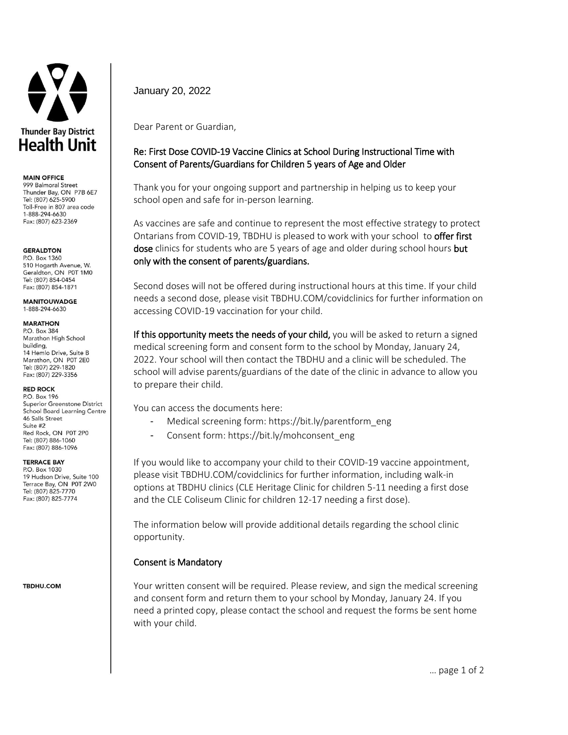**Thunder Bay District Health Unit**

**MAIN OFFICE**
999 Balmoral Street
Thunder Bay, ON P7B 6E7
Tel: (807) 625-5900
Toll-Free in 807 area code
1-888-294-6630
Fax: (807) 623-2369

**GERALDTON**
P.O. Box 1360
510 Hogarth Avenue, W.
Geraldton, ON P0T 1M0
Tel: (807) 854-0454
Fax: (807) 854-1871

**MANITOUWADGE**
1-888-294-6630

**MARATHON**
P.O. Box 384
Marathon High School building,
14 Hemlo Drive, Suite B
Marathon, ON P0T 2E0
Tel: (807) 229-1820
Fax: (807) 229-3356

**RED ROCK**
P.O. Box 196
Superior Greenstone District School Board Learning Centre
46 Salls Street
Suite #2
Red Rock, ON P0T 2P0
Tel: (807) 886-1060
Fax: (807) 886-1096

**TERRACE BAY**
P.O. Box 1030
19 Hudson Drive, Suite 100
Terrace Bay, ON P0T 2W0
Tel: (807) 825-7770
Fax: (807) 825-7774

**TBDHU.COM**

January 20, 2022

Dear Parent or Guardian,

Re: First Dose COVID-19 Vaccine Clinics at School During Instructional Time with Consent of Parents/Guardians for Children 5 years of Age and Older

Thank you for your ongoing support and partnership in helping us to keep your school open and safe for in-person learning.

As vaccines are safe and continue to represent the most effective strategy to protect Ontarians from COVID-19, TBDHU is pleased to work with your school to **offer first dose** clinics for students who are 5 years of age and older during school hours **but only with the consent of parents/guardians.**

Second doses will not be offered during instructional hours at this time. If your child needs a second dose, please visit TBDHU.COM/covidclinics for further information on accessing COVID-19 vaccination for your child.

**If this opportunity meets the needs of your child,** you will be asked to return a signed medical screening form and consent form to the school by Monday, January 24, 2022. Your school will then contact the TBDHU and a clinic will be scheduled. The school will advise parents/guardians of the date of the clinic in advance to allow you to prepare their child.

You can access the documents here:

- Medical screening form: https://bit.ly/parentform_eng
- Consent form: https://bit.ly/mohconsent_eng

If you would like to accompany your child to their COVID-19 vaccine appointment, please visit TBDHU.COM/covidclinics for further information, including walk-in options at TBDHU clinics (CLE Heritage Clinic for children 5-11 needing a first dose and the CLE Coliseum Clinic for children 12-17 needing a first dose).

The information below will provide additional details regarding the school clinic opportunity.

## Consent is Mandatory

Your written consent will be required. Please review, and sign the medical screening and consent form and return them to your school by Monday, January 24. If you need a printed copy, please contact the school and request the forms be sent home with your child.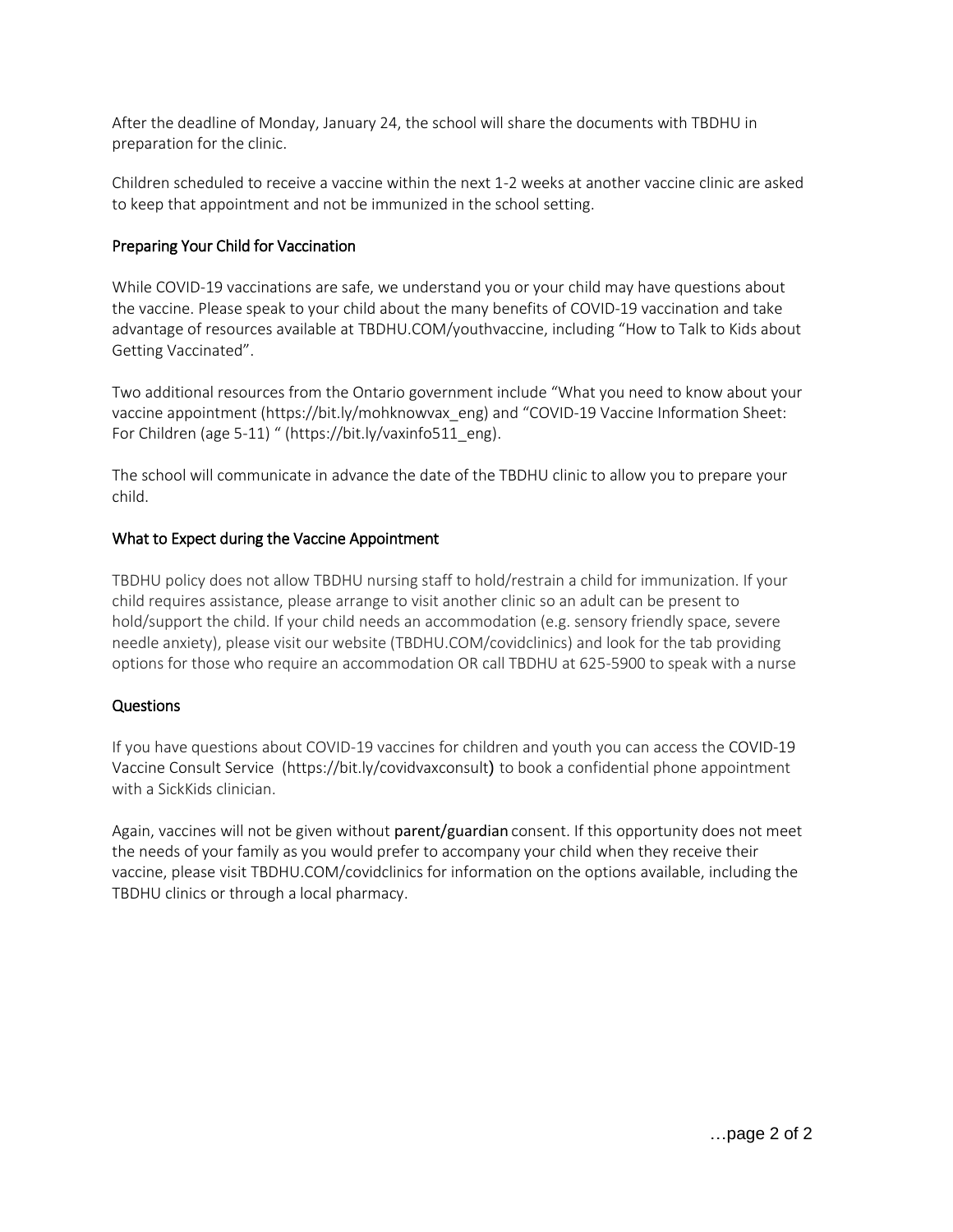After the deadline of Monday, January 24, the school will share the documents with TBDHU in preparation for the clinic.

Children scheduled to receive a vaccine within the next 1-2 weeks at another vaccine clinic are asked to keep that appointment and not be immunized in the school setting.

## Preparing Your Child for Vaccination

While COVID-19 vaccinations are safe, we understand you or your child may have questions about the vaccine. Please speak to your child about the many benefits of COVID-19 vaccination and take advantage of resources available at TBDHU.COM/youthvaccine, including "How to Talk to Kids about Getting Vaccinated".

Two additional resources from the Ontario government include "What you need to know about your vaccine appointment (https://bit.ly/mohknowvax_eng) and "COVID-19 Vaccine Information Sheet: For Children (age 5-11) " (https://bit.ly/vaxinfo511_eng).

The school will communicate in advance the date of the TBDHU clinic to allow you to prepare your child.

## What to Expect during the Vaccine Appointment

TBDHU policy does not allow TBDHU nursing staff to hold/restrain a child for immunization. If your child requires assistance, please arrange to visit another clinic so an adult can be present to hold/support the child. If your child needs an accommodation (e.g. sensory friendly space, severe needle anxiety), please visit our website (TBDHU.COM/covidclinics) and look for the tab providing options for those who require an accommodation OR call TBDHU at 625-5900 to speak with a nurse

## Questions

If you have questions about COVID-19 vaccines for children and youth you can access the COVID-19 Vaccine Consult Service (https://bit.ly/covidvaxconsult) to book a confidential phone appointment with a SickKids clinician.

Again, vaccines will not be given without parent/guardian consent. If this opportunity does not meet the needs of your family as you would prefer to accompany your child when they receive their vaccine, please visit TBDHU.COM/covidclinics for information on the options available, including the TBDHU clinics or through a local pharmacy.